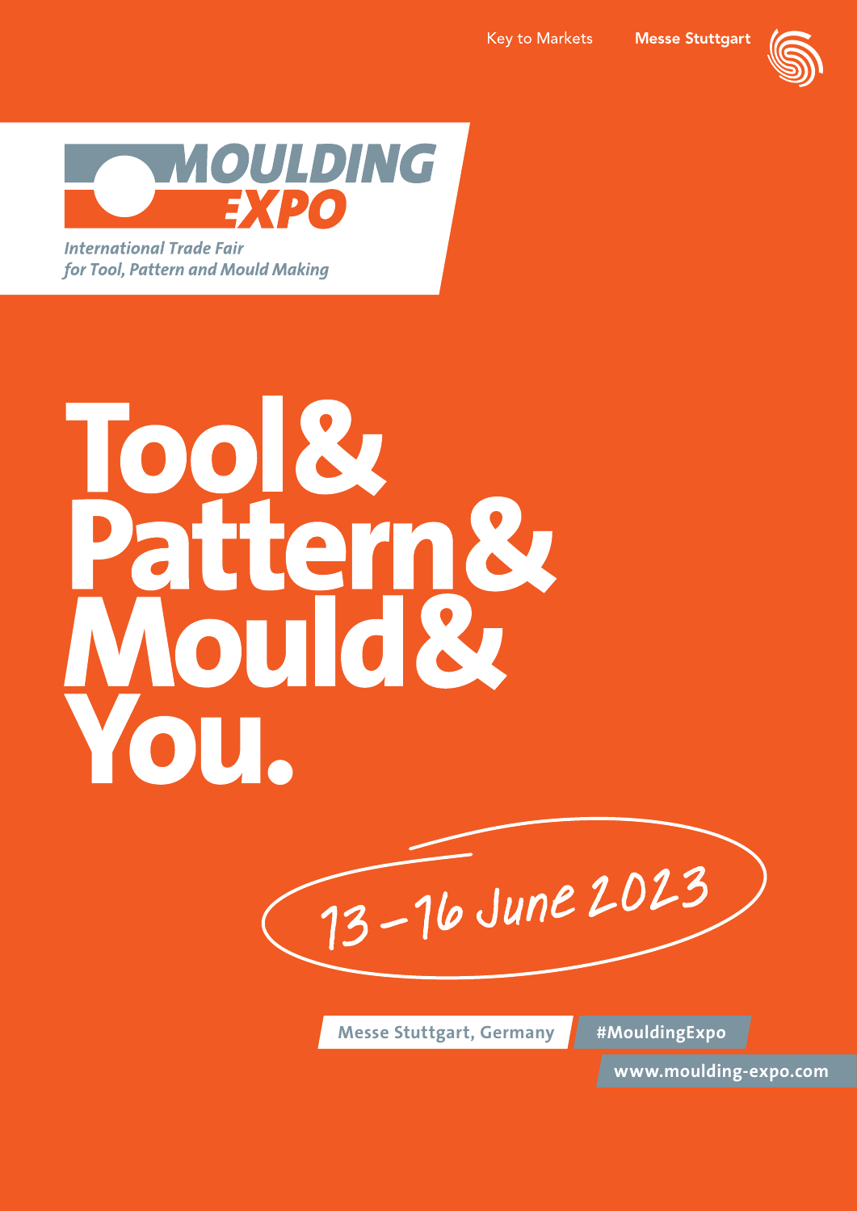Key to Markets **Messe Stuttgart**

# MOULDING EXPO

*International Trade Fair for Tool, Pattern and Mould Making*

# Tool& Pattern& Mould& You.

13 – 16 June 2023

**Messe Stuttgart, Germany** **#MouldingExpo**

**www.moulding-expo.com**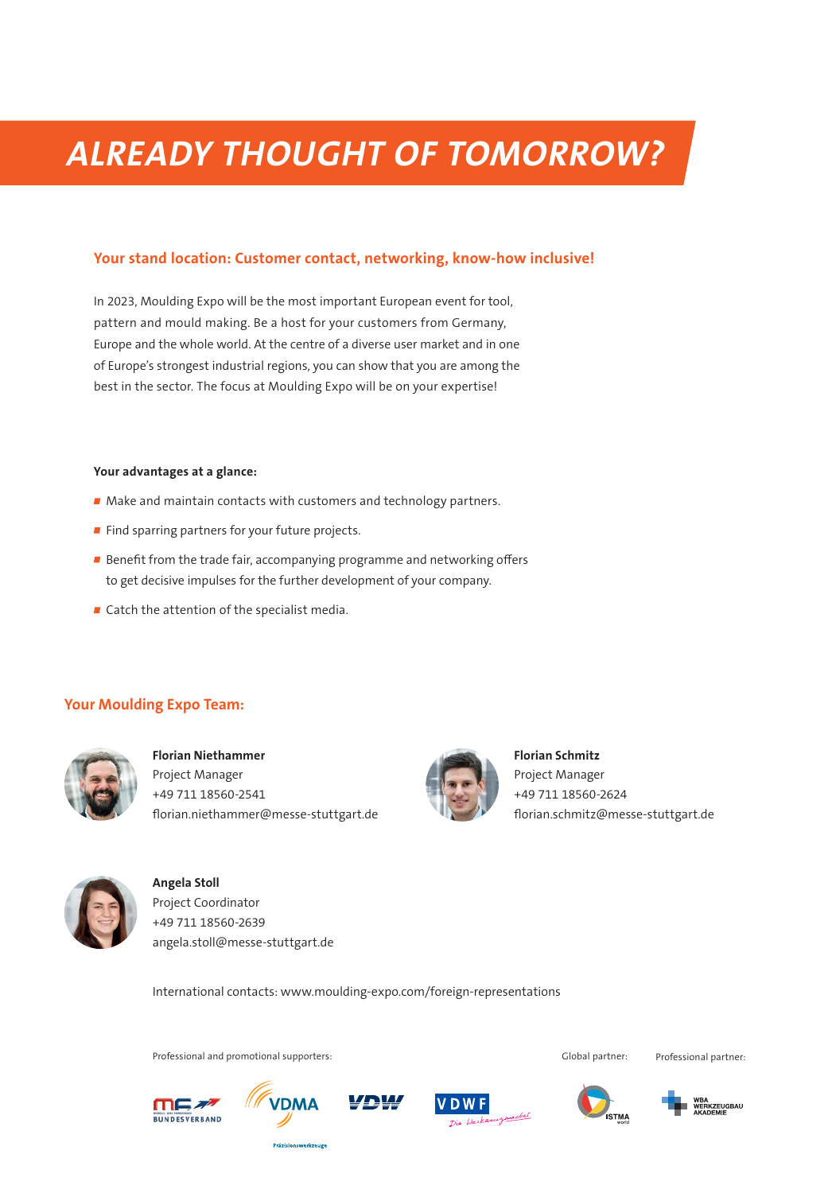# ALREADY THOUGHT OF TOMORROW?

## Your stand location: Customer contact, networking, know-how inclusive!

In 2023, Moulding Expo will be the most important European event for tool, pattern and mould making. Be a host for your customers from Germany, Europe and the whole world. At the centre of a diverse user market and in one of Europe's strongest industrial regions, you can show that you are among the best in the sector. The focus at Moulding Expo will be on your expertise!

**Your advantages at a glance:**

- Make and maintain contacts with customers and technology partners.
- Find sparring partners for your future projects.
- Benefit from the trade fair, accompanying programme and networking offers to get decisive impulses for the further development of your company.
- Catch the attention of the specialist media.

## Your Moulding Expo Team:

**Florian Niethammer**
Project Manager
+49 711 18560-2541
florian.niethammer@messe-stuttgart.de

**Florian Schmitz**
Project Manager
+49 711 18560-2624
florian.schmitz@messe-stuttgart.de

**Angela Stoll**
Project Coordinator
+49 711 18560-2639
angela.stoll@messe-stuttgart.de

International contacts: www.moulding-expo.com/foreign-representations

Professional and promotional supporters:

Global partner:

Professional partner: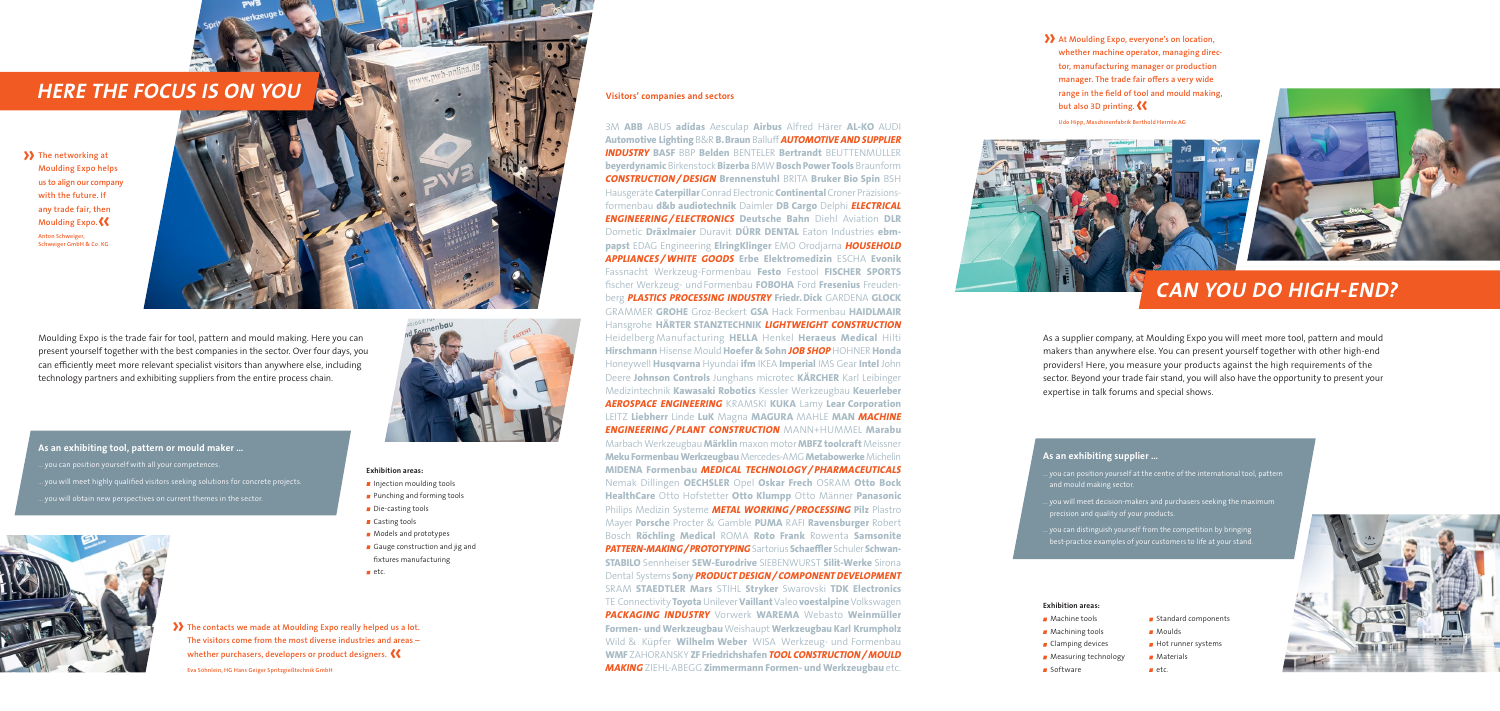# HERE THE FOCUS IS ON YOU

» The networking at Moulding Expo helps us to align our company with the future. If any trade fair, then Moulding Expo. «

Anton Schweiger, Schweiger GmbH & Co. KG

Moulding Expo is the trade fair for tool, pattern and mould making. Here you can present yourself together with the best companies in the sector. Over four days, you can efficiently meet more relevant specialist visitors than anywhere else, including technology partners and exhibiting suppliers from the entire process chain.

### As an exhibiting tool, pattern or mould maker ...

... you can position yourself with all your competences.

... you will meet highly qualified visitors seeking solutions for concrete projects.

... you will obtain new perspectives on current themes in the sector.

**Exhibition areas:**

- Injection moulding tools
- Punching and forming tools
- Die-casting tools
- Casting tools
- Models and prototypes
- Gauge construction and jig and fixtures manufacturing
- etc.

» The contacts we made at Moulding Expo really helped us a lot. The visitors come from the most diverse industries and areas – whether purchasers, developers or product designers. «

Eva Sohnlein, HG Hans Geiger Spritzgießtechnik GmbH

### Visitors' companies and sectors

3M **ABB** ABUS **adidas** Aesculap **Airbus** Alfred Härer **AL-KO** AUDI **Automotive Lighting** B&R **B. Braun** Balluff ***AUTOMOTIVE AND SUPPLIER INDUSTRY*** **BASF** BBP **Belden** BENTELER **Bertrandt** BEUTTENMÜLLER **beyerdynamic** Birkenstock **Bizerba** BMW **Bosch Power Tools** Braunform ***CONSTRUCTION / DESIGN*** **Brennenstuhl** BRITA **Bruker Bio Spin** BSH Hausgeräte **Caterpillar** Conrad Electronic **Continental** Croner Präzisionsformenbau **d&b audiotechnik** Daimler **DB Cargo** Delphi ***ELECTRICAL ENGINEERING / ELECTRONICS*** **Deutsche Bahn** Diehl Aviation **DLR** Dometic **Dräxlmaier** Duravit **DÜRR DENTAL** Eaton Industries **ebm-papst** EDAG Engineering **ElringKlinger** EMO Orodjarna ***HOUSEHOLD APPLIANCES / WHITE GOODS*** **Erbe Elektromedizin** ESCHA **Evonik** Fassnacht Werkzeug-Formenbau **Festo** Festool **FISCHER SPORTS** fischer Werkzeug- und Formenbau **FOBOHA** Ford **Fresenius** Freudenberg ***PLASTICS PROCESSING INDUSTRY*** **Friedr. Dick** GARDENA **GLOCK** GRAMMER **GROHE** Groz-Beckert **GSA** Hack Formenbau **HAIDLMAIR** Hansgrohe **HÄRTER STANZTECHNIK** ***LIGHTWEIGHT CONSTRUCTION*** Heidelberg Manufacturing **HELLA** Henkel **Heraeus Medical** Hilti **Hirschmann** Hisense Mould **Hoefer & Sohn** ***JOB SHOP*** HOHNER **Honda** Honeywell **Husqvarna** Hyundai **ifm** IKEA **Imperial** IMS Gear **Intel** John Deere **Johnson Controls** Junghans microtec **KÄRCHER** Karl Leibinger Medizintechnik **Kawasaki Robotics** Kessler Werkzeugbau **Keuerleber** ***AEROSPACE ENGINEERING*** KRAMSKI **KUKA** Lamy **Lear Corporation** LEITZ **Liebherr** Linde **LuK** Magna **MAGURA** MAHLE **MAN** ***MACHINE ENGINEERING / PLANT CONSTRUCTION*** MANN+HUMMEL **Marabu** Marbach Werkzeugbau **Märklin** maxon motor **MBFZ toolcraft** Meissner **Meku Formenbau Werkzeugbau** Mercedes-AMG **Metabowerke** Michelin **MIDENA Formenbau** ***MEDICAL TECHNOLOGY / PHARMACEUTICALS*** Nemak Dillingen **OECHSLER** Opel **Oskar Frech** OSRAM **Otto Bock HealthCare** Otto Hofstetter **Otto Klumpp** Otto Männer **Panasonic** Philips Medizin Systeme ***METAL WORKING / PROCESSING*** **Pilz** Plastro Mayer **Porsche** Procter & Gamble **PUMA** RAFI **Ravensburger** Robert Bosch **Röchling Medical** ROMA **Roto Frank** Rowenta **Samsonite** ***PATTERN-MAKING / PROTOTYPING*** Sartorius **Schaeffler** Schuler **Schwan-STABILO** Sennheiser **SEW-Eurodrive** SIEBENWURST **Silit-Werke** Sirona Dental Systems **Sony** ***PRODUCT DESIGN / COMPONENT DEVELOPMENT*** SRAM **STAEDTLER Mars** STIHL **Stryker** Swarovski **TDK Electronics** TE Connectivity **Toyota** Unilever **Vaillant** Valeo **voestalpine** Volkswagen ***PACKAGING INDUSTRY*** Vorwerk **WAREMA** Webasto **Weinmüller Formen- und Werkzeugbau** Weishaupt **Werkzeugbau Karl Krumpholz** Wild & Küpfer **Wilhelm Weber** WISA Werkzeug- und Formenbau **WMF** ZAHORANSKY **ZF Friedrichshafen** ***TOOL CONSTRUCTION / MOULD MAKING*** ZIEHL-ABEGG **Zimmermann Formen- und Werkzeugbau** etc.

» At Moulding Expo, everyone's on location, whether machine operator, managing director, manufacturing manager or production manager. The trade fair offers a very wide range in the field of tool and mould making, but also 3D printing. «

Udo Hipp, Maschinenfabrik Berthold Hermle AG

# CAN YOU DO HIGH-END?

As a supplier company, at Moulding Expo you will meet more tool, pattern and mould makers than anywhere else. You can present yourself together with other high-end providers! Here, you measure your products against the high requirements of the sector. Beyond your trade fair stand, you will also have the opportunity to present your expertise in talk forums and special shows.

### As an exhibiting supplier ...

... you can position yourself at the centre of the international tool, pattern and mould making sector.

... you will meet decision-makers and purchasers seeking the maximum precision and quality of your products.

... you can distinguish yourself from the competition by bringing best-practice examples of your customers to life at your stand.

**Exhibition areas:**

- Machine tools
- Machining tools
- Clamping devices
- Measuring technology
- Software
- Standard components
- Moulds
- Hot runner systems
- Materials
- etc.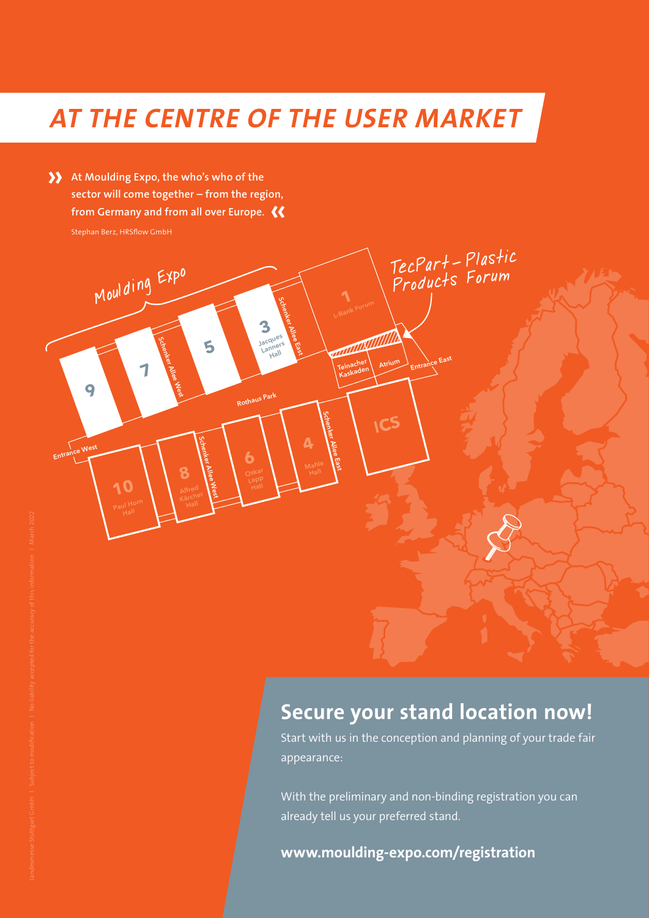# AT THE CENTRE OF THE USER MARKET

» **At Moulding Expo, the who's who of the sector will come together – from the region, from Germany and from all over Europe.** «

Stephan Berz, HRSflow GmbH

Moulding Expo

TecPart – Plastic Products Forum

9
7
Schenker Allee West
5
3
Jacques Lanners Hall
Schenker Allee East
1
L-Bank Forum
Teinacher Kaskaden
Atrium
Entrance East
Rothaus Park
Entrance West
10
Paul Horn Hall
8
Alfred Kärcher Hall
Schenker Allee West
6
Oskar Lapp Hall
4
Mahle Hall
Schenker Allee East
ICS

## Secure your stand location now!

Start with us in the conception and planning of your trade fair appearance:

With the preliminary and non-binding registration you can already tell us your preferred stand.

**www.moulding-expo.com/registration**

Landesmesse Stuttgart GmbH | Subject to modification | No liability accepted for the accuracy of this information | March 2022